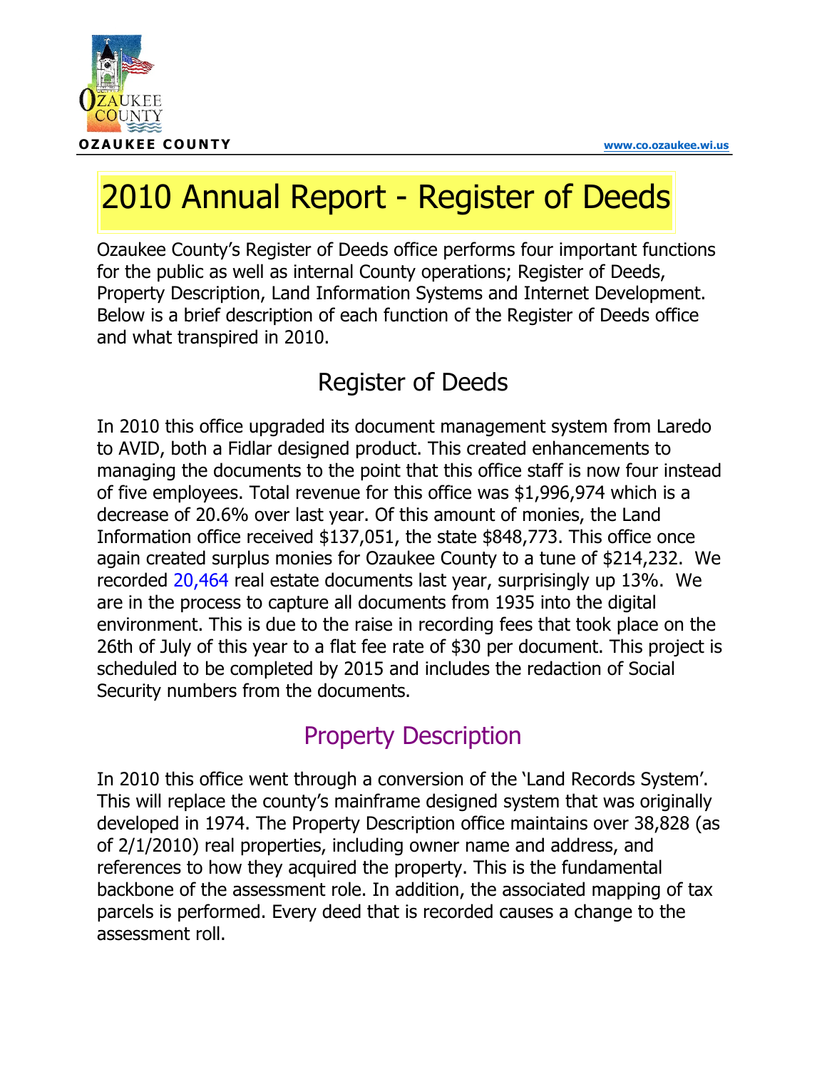# 2010 Annual Report - Register of Deeds

Ozaukee County's Register of Deeds office performs four important functions for the public as well as internal County operations; Register of Deeds, Property Description, Land Information Systems and Internet Development. Below is a brief description of each function of the Register of Deeds office and what transpired in 2010.

## Register of Deeds

In 2010 this office upgraded its document management system from Laredo to AVID, both a Fidlar designed product. This created enhancements to managing the documents to the point that this office staff is now four instead of five employees. Total revenue for this office was $1,996,974 which is a decrease of 20.6% over last year. Of this amount of monies, the Land Information office received $137,051, the state $848,773. This office once again created surplus monies for Ozaukee County to a tune of $214,232. We recorded 20,464 real estate documents last year, surprisingly up 13%. We are in the process to capture all documents from 1935 into the digital environment. This is due to the raise in recording fees that took place on the 26th of July of this year to a flat fee rate of $30 per document. This project is scheduled to be completed by 2015 and includes the redaction of Social Security numbers from the documents.

## Property Description

In 2010 this office went through a conversion of the 'Land Records System'. This will replace the county's mainframe designed system that was originally developed in 1974. The Property Description office maintains over 38,828 (as of 2/1/2010) real properties, including owner name and address, and references to how they acquired the property. This is the fundamental backbone of the assessment role. In addition, the associated mapping of tax parcels is performed. Every deed that is recorded causes a change to the assessment roll.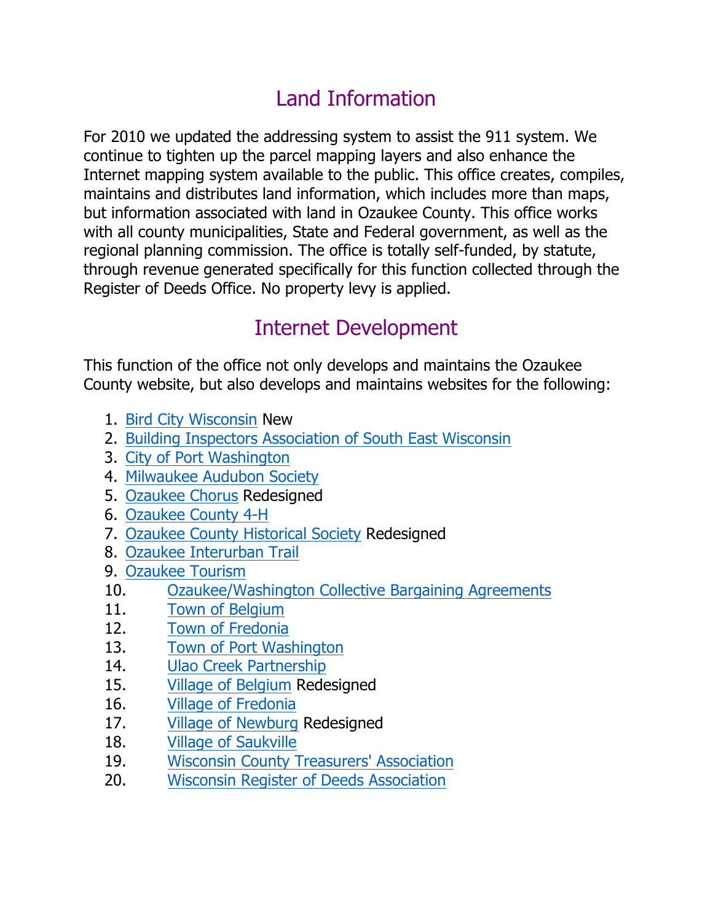## Land Information

For 2010 we updated the addressing system to assist the 911 system. We continue to tighten up the parcel mapping layers and also enhance the Internet mapping system available to the public. This office creates, compiles, maintains and distributes land information, which includes more than maps, but information associated with land in Ozaukee County. This office works with all county municipalities, State and Federal government, as well as the regional planning commission. The office is totally self-funded, by statute, through revenue generated specifically for this function collected through the Register of Deeds Office. No property levy is applied.

## Internet Development

This function of the office not only develops and maintains the Ozaukee County website, but also develops and maintains websites for the following:

1. Bird City Wisconsin New
2. Building Inspectors Association of South East Wisconsin
3. City of Port Washington
4. Milwaukee Audubon Society
5. Ozaukee Chorus Redesigned
6. Ozaukee County 4-H
7. Ozaukee County Historical Society Redesigned
8. Ozaukee Interurban Trail
9. Ozaukee Tourism
10. Ozaukee/Washington Collective Bargaining Agreements
11. Town of Belgium
12. Town of Fredonia
13. Town of Port Washington
14. Ulao Creek Partnership
15. Village of Belgium Redesigned
16. Village of Fredonia
17. Village of Newburg Redesigned
18. Village of Saukville
19. Wisconsin County Treasurers' Association
20. Wisconsin Register of Deeds Association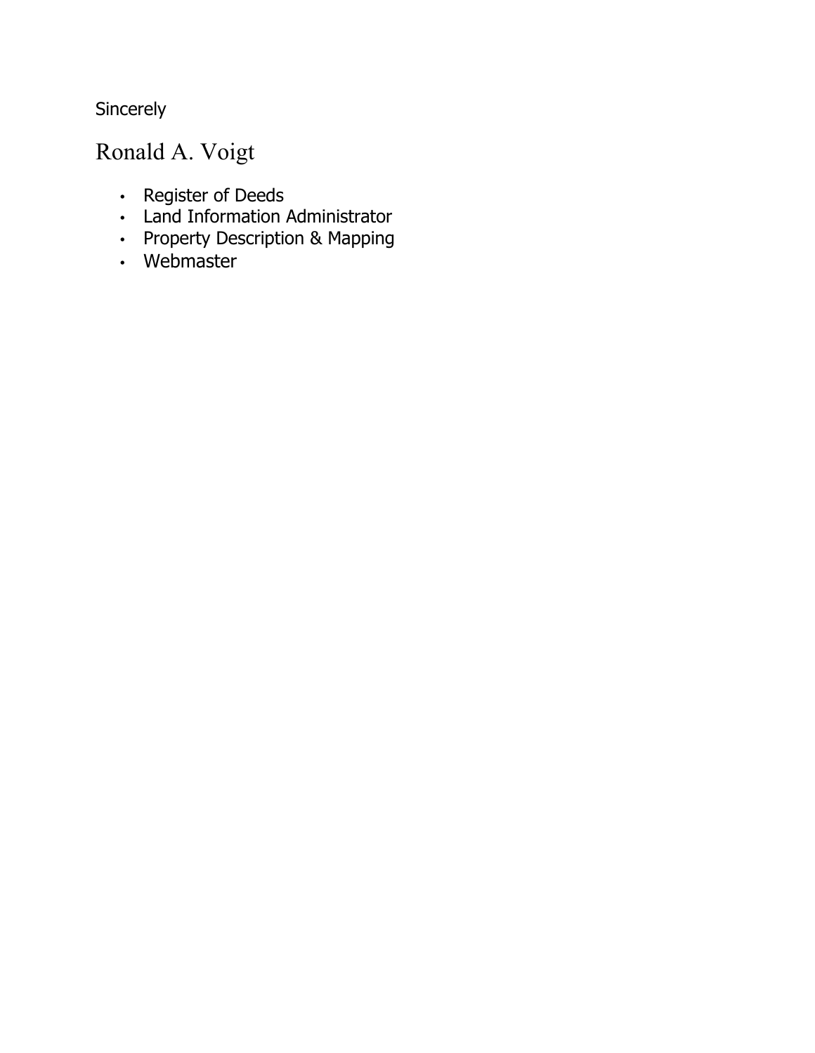Sincerely

Ronald A. Voigt

- Register of Deeds
- Land Information Administrator
- Property Description & Mapping
- Webmaster